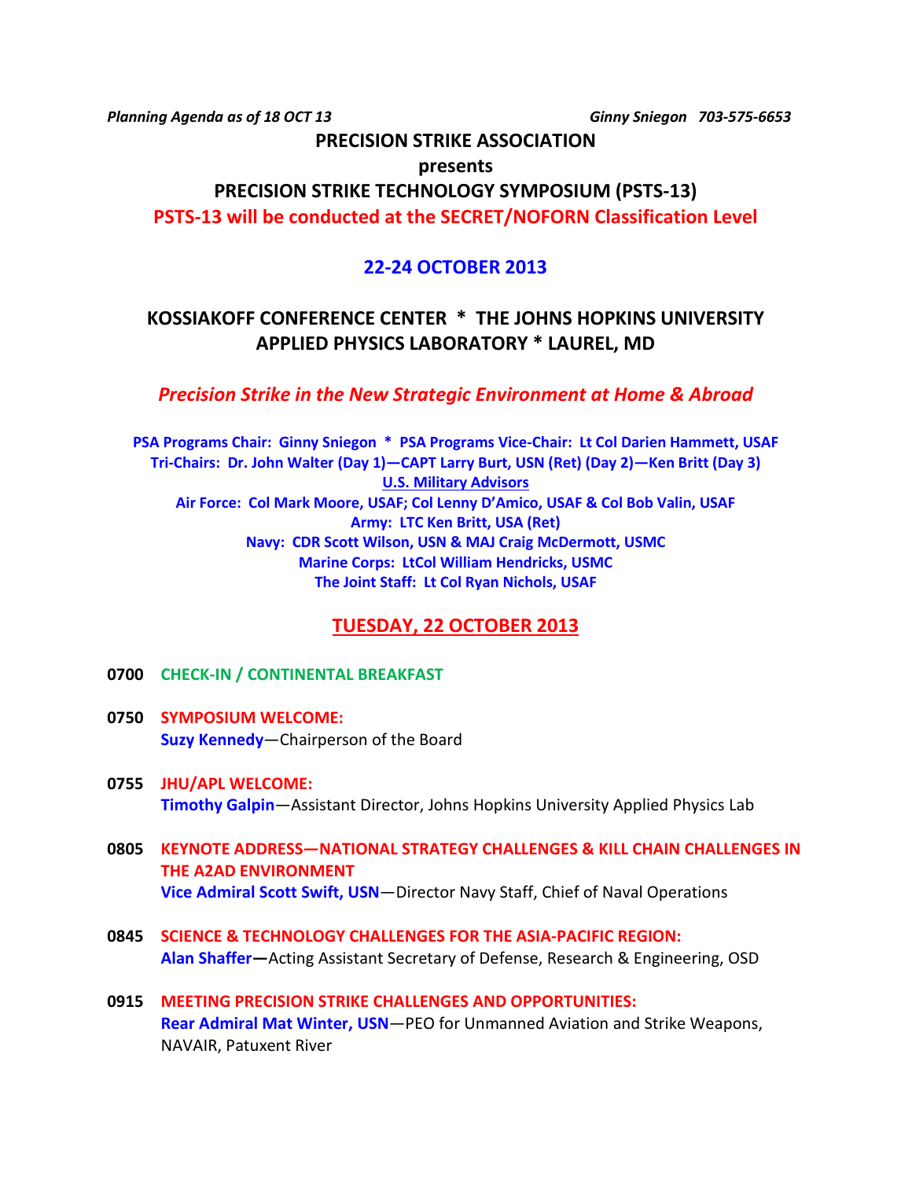*Planning Agenda as of 18 OCT 13* *Ginny Sniegon 703-575-6653*

# PRECISION STRIKE ASSOCIATION

**presents**

# PRECISION STRIKE TECHNOLOGY SYMPOSIUM (PSTS-13)

**PSTS-13 will be conducted at the SECRET/NOFORN Classification Level**

## 22-24 OCTOBER 2013

## KOSSIAKOFF CONFERENCE CENTER * THE JOHNS HOPKINS UNIVERSITY APPLIED PHYSICS LABORATORY * LAUREL, MD

***Precision Strike in the New Strategic Environment at Home & Abroad***

**PSA Programs Chair: Ginny Sniegon * PSA Programs Vice-Chair: Lt Col Darien Hammett, USAF**
**Tri-Chairs: Dr. John Walter (Day 1)—CAPT Larry Burt, USN (Ret) (Day 2)—Ken Britt (Day 3)**
**U.S. Military Advisors**
**Air Force: Col Mark Moore, USAF; Col Lenny D'Amico, USAF & Col Bob Valin, USAF**
**Army: LTC Ken Britt, USA (Ret)**
**Navy: CDR Scott Wilson, USN & MAJ Craig McDermott, USMC**
**Marine Corps: LtCol William Hendricks, USMC**
**The Joint Staff: Lt Col Ryan Nichols, USAF**

## TUESDAY, 22 OCTOBER 2013

**0700 CHECK-IN / CONTINENTAL BREAKFAST**

**0750 SYMPOSIUM WELCOME:**
**Suzy Kennedy**—Chairperson of the Board

**0755 JHU/APL WELCOME:**
**Timothy Galpin**—Assistant Director, Johns Hopkins University Applied Physics Lab

**0805 KEYNOTE ADDRESS—NATIONAL STRATEGY CHALLENGES & KILL CHAIN CHALLENGES IN THE A2AD ENVIRONMENT**
**Vice Admiral Scott Swift, USN**—Director Navy Staff, Chief of Naval Operations

**0845 SCIENCE & TECHNOLOGY CHALLENGES FOR THE ASIA-PACIFIC REGION:**
**Alan Shaffer—**Acting Assistant Secretary of Defense, Research & Engineering, OSD

**0915 MEETING PRECISION STRIKE CHALLENGES AND OPPORTUNITIES:**
**Rear Admiral Mat Winter, USN**—PEO for Unmanned Aviation and Strike Weapons, NAVAIR, Patuxent River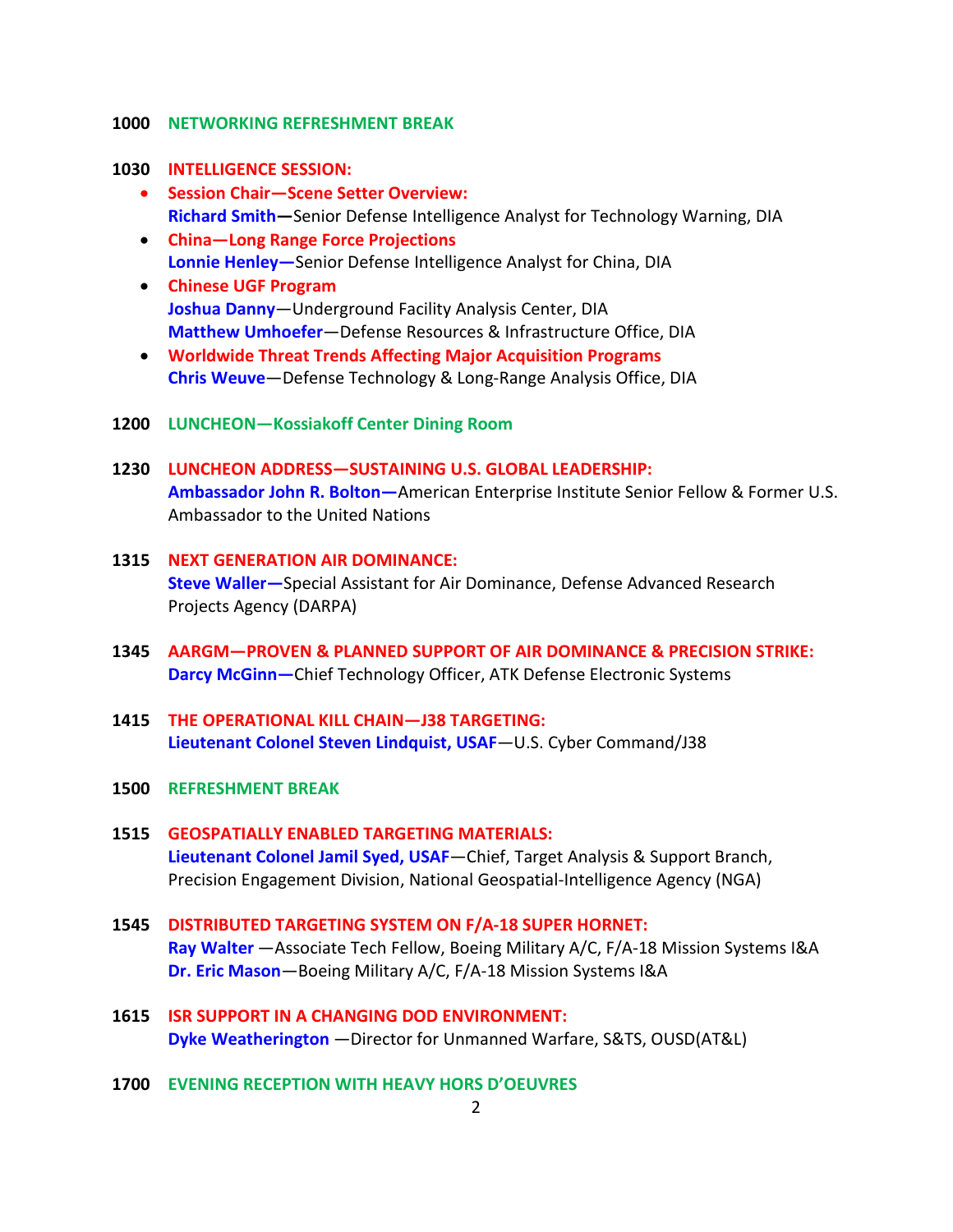**1000 NETWORKING REFRESHMENT BREAK**

**1030 INTELLIGENCE SESSION:**

- **Session Chair—Scene Setter Overview:**
  **Richard Smith—**Senior Defense Intelligence Analyst for Technology Warning, DIA
- **China—Long Range Force Projections**
  **Lonnie Henley—**Senior Defense Intelligence Analyst for China, DIA
- **Chinese UGF Program**
  **Joshua Danny**—Underground Facility Analysis Center, DIA
  **Matthew Umhoefer**—Defense Resources & Infrastructure Office, DIA
- **Worldwide Threat Trends Affecting Major Acquisition Programs**
  **Chris Weuve**—Defense Technology & Long-Range Analysis Office, DIA

**1200 LUNCHEON—Kossiakoff Center Dining Room**

**1230 LUNCHEON ADDRESS—SUSTAINING U.S. GLOBAL LEADERSHIP:**
**Ambassador John R. Bolton—**American Enterprise Institute Senior Fellow & Former U.S. Ambassador to the United Nations

**1315 NEXT GENERATION AIR DOMINANCE:**
**Steve Waller—**Special Assistant for Air Dominance, Defense Advanced Research Projects Agency (DARPA)

**1345 AARGM—PROVEN & PLANNED SUPPORT OF AIR DOMINANCE & PRECISION STRIKE:**
**Darcy McGinn—**Chief Technology Officer, ATK Defense Electronic Systems

**1415 THE OPERATIONAL KILL CHAIN—J38 TARGETING:**
**Lieutenant Colonel Steven Lindquist, USAF**—U.S. Cyber Command/J38

**1500 REFRESHMENT BREAK**

**1515 GEOSPATIALLY ENABLED TARGETING MATERIALS:**
**Lieutenant Colonel Jamil Syed, USAF**—Chief, Target Analysis & Support Branch, Precision Engagement Division, National Geospatial-Intelligence Agency (NGA)

**1545 DISTRIBUTED TARGETING SYSTEM ON F/A-18 SUPER HORNET:**
**Ray Walter** —Associate Tech Fellow, Boeing Military A/C, F/A-18 Mission Systems I&A
**Dr. Eric Mason**—Boeing Military A/C, F/A-18 Mission Systems I&A

**1615 ISR SUPPORT IN A CHANGING DOD ENVIRONMENT:**
**Dyke Weatherington** —Director for Unmanned Warfare, S&TS, OUSD(AT&L)

**1700 EVENING RECEPTION WITH HEAVY HORS D'OEUVRES**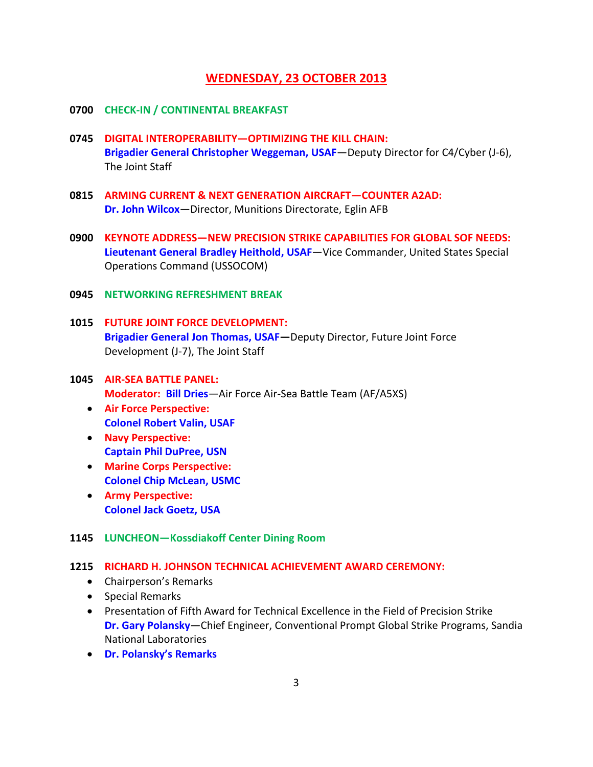# WEDNESDAY, 23 OCTOBER 2013

**0700** **CHECK-IN / CONTINENTAL BREAKFAST**

**0745** **DIGITAL INTEROPERABILITY—OPTIMIZING THE KILL CHAIN:**
**Brigadier General Christopher Weggeman, USAF**—Deputy Director for C4/Cyber (J-6), The Joint Staff

**0815** **ARMING CURRENT & NEXT GENERATION AIRCRAFT—COUNTER A2AD:**
**Dr. John Wilcox**—Director, Munitions Directorate, Eglin AFB

**0900** **KEYNOTE ADDRESS—NEW PRECISION STRIKE CAPABILITIES FOR GLOBAL SOF NEEDS:**
**Lieutenant General Bradley Heithold, USAF**—Vice Commander, United States Special Operations Command (USSOCOM)

**0945** **NETWORKING REFRESHMENT BREAK**

**1015** **FUTURE JOINT FORCE DEVELOPMENT:**
**Brigadier General Jon Thomas, USAF—**Deputy Director, Future Joint Force Development (J-7), The Joint Staff

**1045** **AIR-SEA BATTLE PANEL:**
**Moderator: Bill Dries**—Air Force Air-Sea Battle Team (AF/A5XS)

- **Air Force Perspective:**
  **Colonel Robert Valin, USAF**
- **Navy Perspective:**
  **Captain Phil DuPree, USN**
- **Marine Corps Perspective:**
  **Colonel Chip McLean, USMC**
- **Army Perspective:**
  **Colonel Jack Goetz, USA**

**1145** **LUNCHEON—Kossdiakoff Center Dining Room**

**1215** **RICHARD H. JOHNSON TECHNICAL ACHIEVEMENT AWARD CEREMONY:**

- Chairperson's Remarks
- Special Remarks
- Presentation of Fifth Award for Technical Excellence in the Field of Precision Strike
  **Dr. Gary Polansky**—Chief Engineer, Conventional Prompt Global Strike Programs, Sandia National Laboratories
- **Dr. Polansky's Remarks**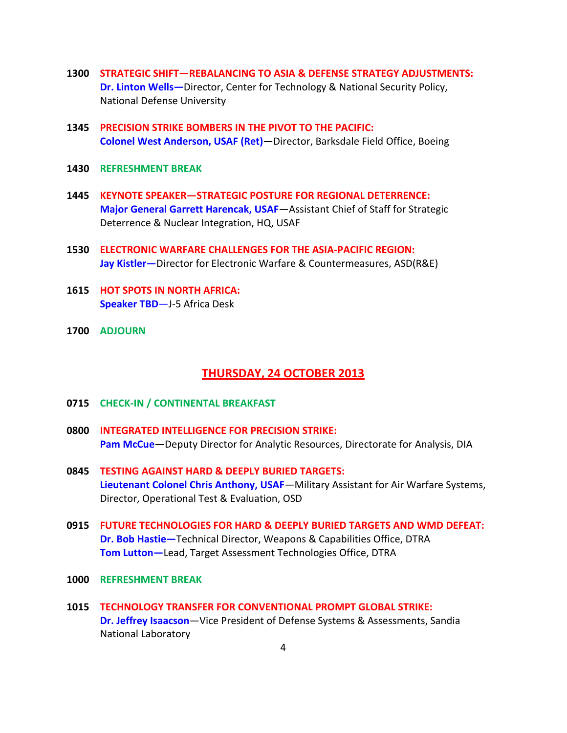**1300** **STRATEGIC SHIFT—REBALANCING TO ASIA & DEFENSE STRATEGY ADJUSTMENTS:**
**Dr. Linton Wells—**Director, Center for Technology & National Security Policy, National Defense University

**1345** **PRECISION STRIKE BOMBERS IN THE PIVOT TO THE PACIFIC:**
**Colonel West Anderson, USAF (Ret)**—Director, Barksdale Field Office, Boeing

**1430** **REFRESHMENT BREAK**

**1445** **KEYNOTE SPEAKER—STRATEGIC POSTURE FOR REGIONAL DETERRENCE:**
**Major General Garrett Harencak, USAF**—Assistant Chief of Staff for Strategic Deterrence & Nuclear Integration, HQ, USAF

**1530** **ELECTRONIC WARFARE CHALLENGES FOR THE ASIA-PACIFIC REGION:**
**Jay Kistler—**Director for Electronic Warfare & Countermeasures, ASD(R&E)

**1615** **HOT SPOTS IN NORTH AFRICA:**
**Speaker TBD**—J-5 Africa Desk

**1700** **ADJOURN**

## THURSDAY, 24 OCTOBER 2013

**0715** **CHECK-IN / CONTINENTAL BREAKFAST**

**0800** **INTEGRATED INTELLIGENCE FOR PRECISION STRIKE:**
**Pam McCue**—Deputy Director for Analytic Resources, Directorate for Analysis, DIA

**0845** **TESTING AGAINST HARD & DEEPLY BURIED TARGETS:**
**Lieutenant Colonel Chris Anthony, USAF**—Military Assistant for Air Warfare Systems, Director, Operational Test & Evaluation, OSD

**0915** **FUTURE TECHNOLOGIES FOR HARD & DEEPLY BURIED TARGETS AND WMD DEFEAT:**
**Dr. Bob Hastie—**Technical Director, Weapons & Capabilities Office, DTRA
**Tom Lutton—**Lead, Target Assessment Technologies Office, DTRA

**1000** **REFRESHMENT BREAK**

**1015** **TECHNOLOGY TRANSFER FOR CONVENTIONAL PROMPT GLOBAL STRIKE:**
**Dr. Jeffrey Isaacson**—Vice President of Defense Systems & Assessments, Sandia National Laboratory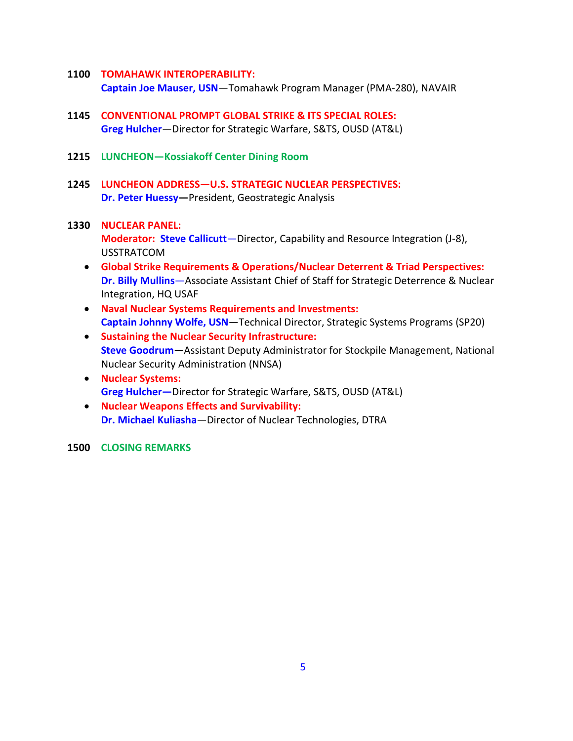**1100** **TOMAHAWK INTEROPERABILITY:**
**Captain Joe Mauser, USN**—Tomahawk Program Manager (PMA-280), NAVAIR

**1145** **CONVENTIONAL PROMPT GLOBAL STRIKE & ITS SPECIAL ROLES:**
**Greg Hulcher**—Director for Strategic Warfare, S&TS, OUSD (AT&L)

**1215** **LUNCHEON—Kossiakoff Center Dining Room**

**1245** **LUNCHEON ADDRESS—U.S. STRATEGIC NUCLEAR PERSPECTIVES:**
**Dr. Peter Huessy**—President, Geostrategic Analysis

**1330** **NUCLEAR PANEL:**
**Moderator: Steve Callicutt**—Director, Capability and Resource Integration (J-8), USSTRATCOM

- **Global Strike Requirements & Operations/Nuclear Deterrent & Triad Perspectives:**
  **Dr. Billy Mullins**—Associate Assistant Chief of Staff for Strategic Deterrence & Nuclear Integration, HQ USAF
- **Naval Nuclear Systems Requirements and Investments:**
  **Captain Johnny Wolfe, USN**—Technical Director, Strategic Systems Programs (SP20)
- **Sustaining the Nuclear Security Infrastructure:**
  **Steve Goodrum**—Assistant Deputy Administrator for Stockpile Management, National Nuclear Security Administration (NNSA)
- **Nuclear Systems:**
  **Greg Hulcher**—Director for Strategic Warfare, S&TS, OUSD (AT&L)
- **Nuclear Weapons Effects and Survivability:**
  **Dr. Michael Kuliasha**—Director of Nuclear Technologies, DTRA

**1500** **CLOSING REMARKS**